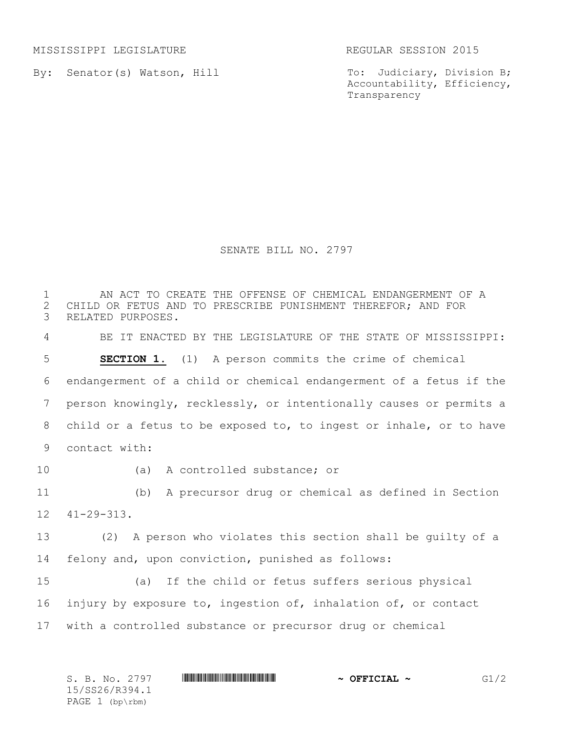MISSISSIPPI LEGISLATURE REGULAR SESSION 2015

By: Senator(s) Watson, Hill

To: Judiciary, Division B; Accountability, Efficiency, Transparency

# SENATE BILL NO. 2797

AN ACT TO CREATE THE OFFENSE OF CHEMICAL ENDANGERMENT OF A CHILD OR FETUS AND TO PRESCRIBE PUNISHMENT THEREFOR; AND FOR RELATED PURPOSES.

BE IT ENACTED BY THE LEGISLATURE OF THE STATE OF MISSISSIPPI:

**SECTION 1.** (1) A person commits the crime of chemical endangerment of a child or chemical endangerment of a fetus if the person knowingly, recklessly, or intentionally causes or permits a child or a fetus to be exposed to, to ingest or inhale, or to have contact with:

(a) A controlled substance; or

(b) A precursor drug or chemical as defined in Section 41-29-313.

(2) A person who violates this section shall be guilty of a felony and, upon conviction, punished as follows:

(a) If the child or fetus suffers serious physical injury by exposure to, ingestion of, inhalation of, or contact with a controlled substance or precursor drug or chemical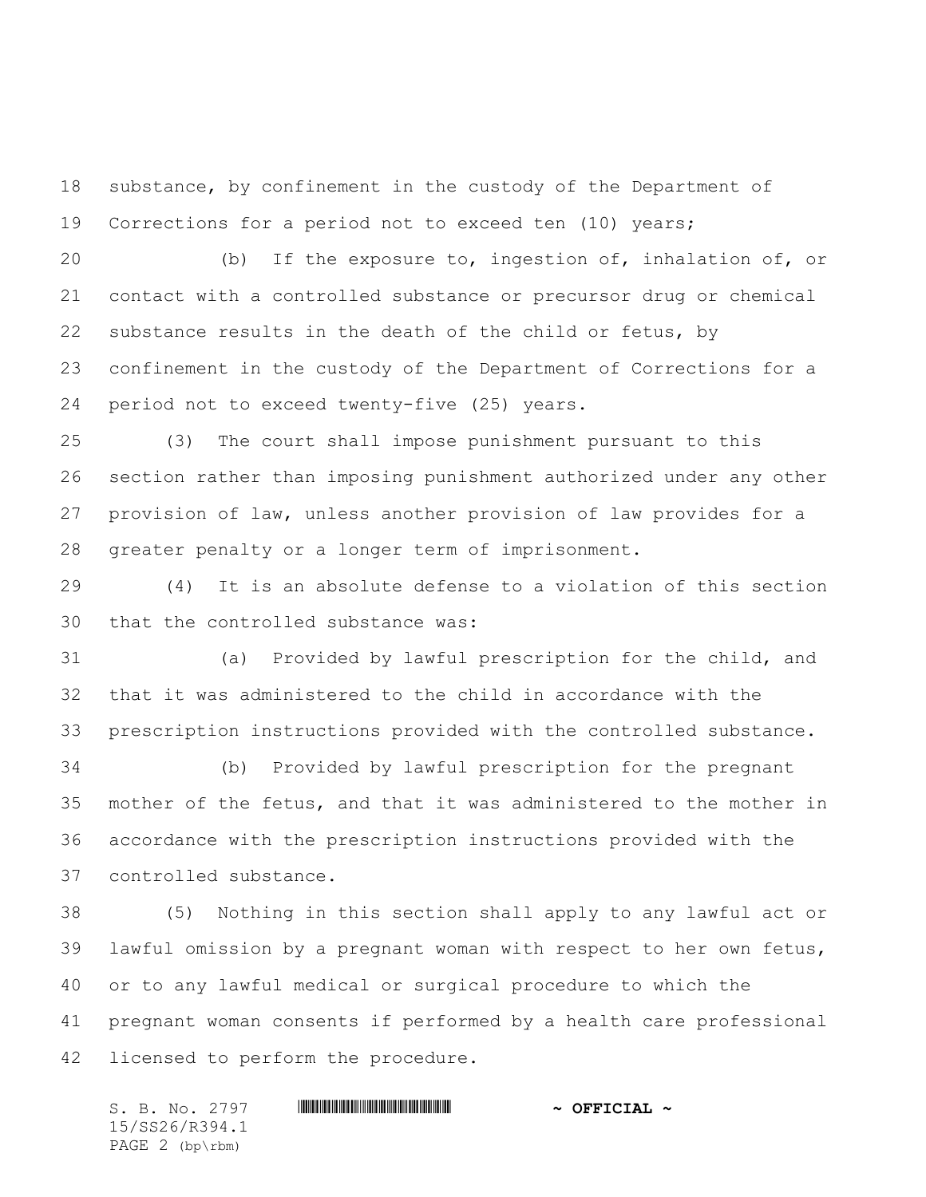substance, by confinement in the custody of the Department of Corrections for a period not to exceed ten (10) years;

(b) If the exposure to, ingestion of, inhalation of, or contact with a controlled substance or precursor drug or chemical substance results in the death of the child or fetus, by confinement in the custody of the Department of Corrections for a period not to exceed twenty-five (25) years.

(3) The court shall impose punishment pursuant to this section rather than imposing punishment authorized under any other provision of law, unless another provision of law provides for a greater penalty or a longer term of imprisonment.

(4) It is an absolute defense to a violation of this section that the controlled substance was:

(a) Provided by lawful prescription for the child, and that it was administered to the child in accordance with the prescription instructions provided with the controlled substance.

(b) Provided by lawful prescription for the pregnant mother of the fetus, and that it was administered to the mother in accordance with the prescription instructions provided with the controlled substance.

(5) Nothing in this section shall apply to any lawful act or lawful omission by a pregnant woman with respect to her own fetus, or to any lawful medical or surgical procedure to which the pregnant woman consents if performed by a health care professional licensed to perform the procedure.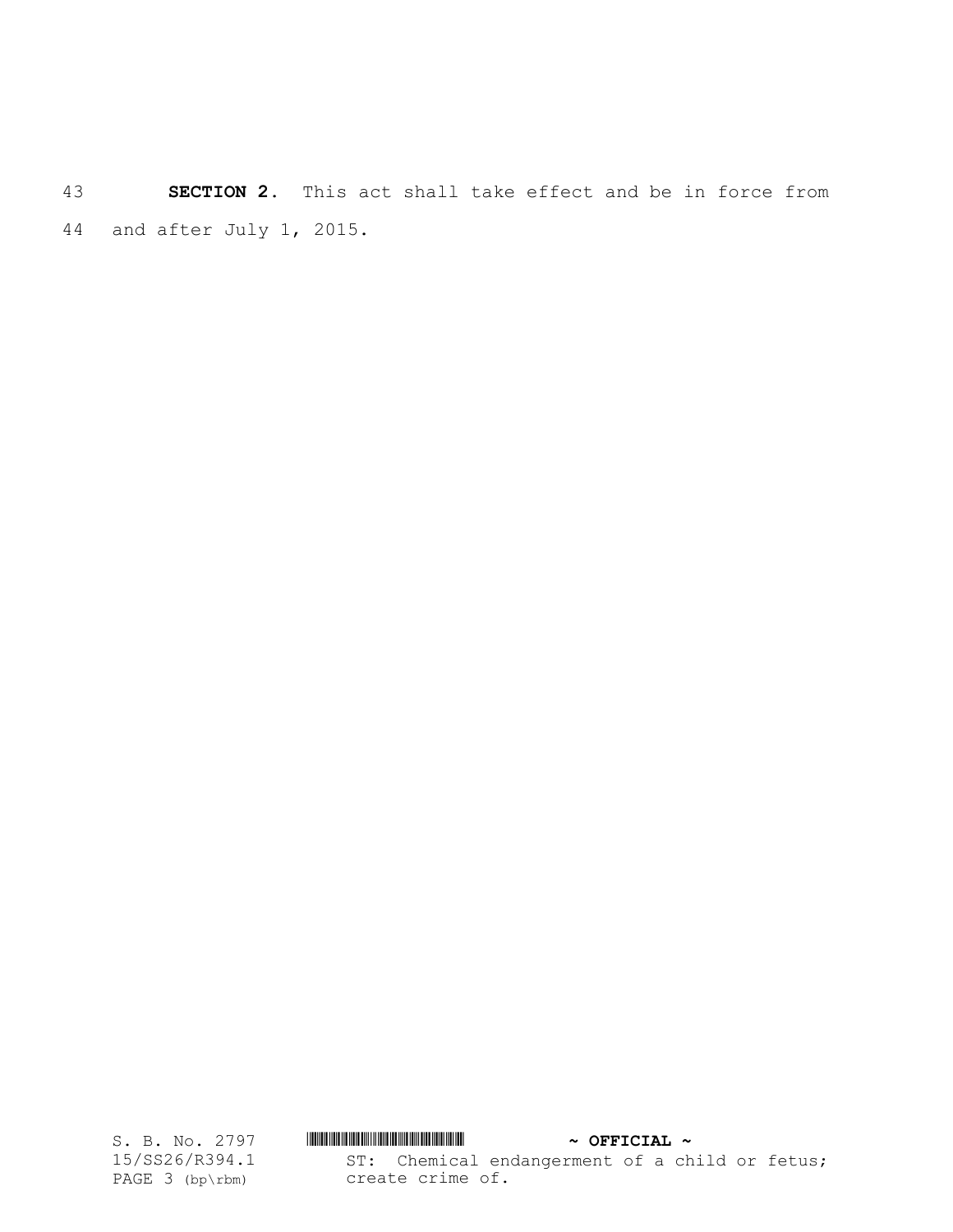**SECTION 2.** This act shall take effect and be in force from and after July 1, 2015.